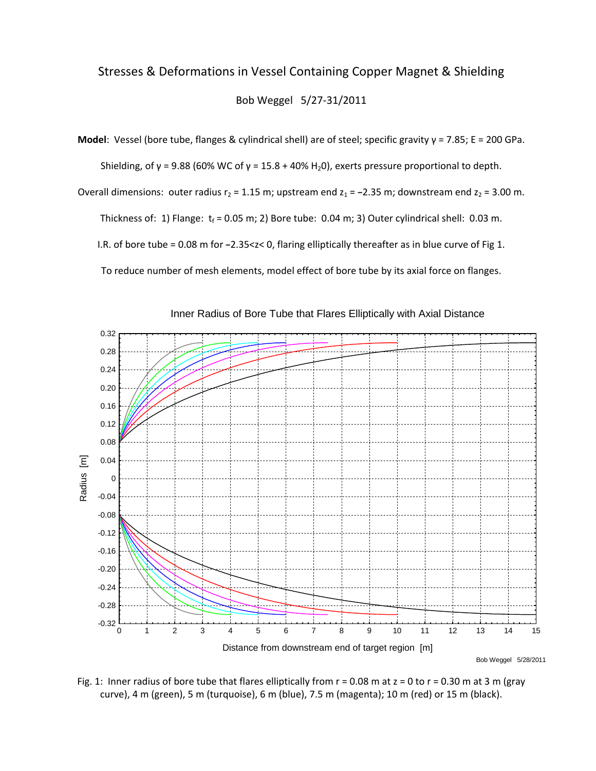# Stresses & Deformations in Vessel Containing Copper Magnet & Shielding

Bob Weggel 5/27-31/2011

**Model**: Vessel (bore tube, flanges & cylindrical shell) are of steel; specific gravity $\gamma$ = 7.85; E = 200 GPa.

Shielding, of $\gamma$ = 9.88 (60% WC of $\gamma$ = 15.8 + 40% $H_2O$), exerts pressure proportional to depth.

Overall dimensions: outer radius $r_2$ = 1.15 m; upstream end $z_1$ = −2.35 m; downstream end $z_2$ = 3.00 m.

Thickness of: 1) Flange: $t_f$ = 0.05 m; 2) Bore tube: 0.04 m; 3) Outer cylindrical shell: 0.03 m.

I.R. of bore tube = 0.08 m for $-2.35<z<0$, flaring elliptically thereafter as in blue curve of Fig 1.

To reduce number of mesh elements, model effect of bore tube by its axial force on flanges.

Fig. 1: Inner radius of bore tube that flares elliptically from r = 0.08 m at z = 0 to r = 0.30 m at 3 m (gray curve), 4 m (green), 5 m (turquoise), 6 m (blue), 7.5 m (magenta); 10 m (red) or 15 m (black).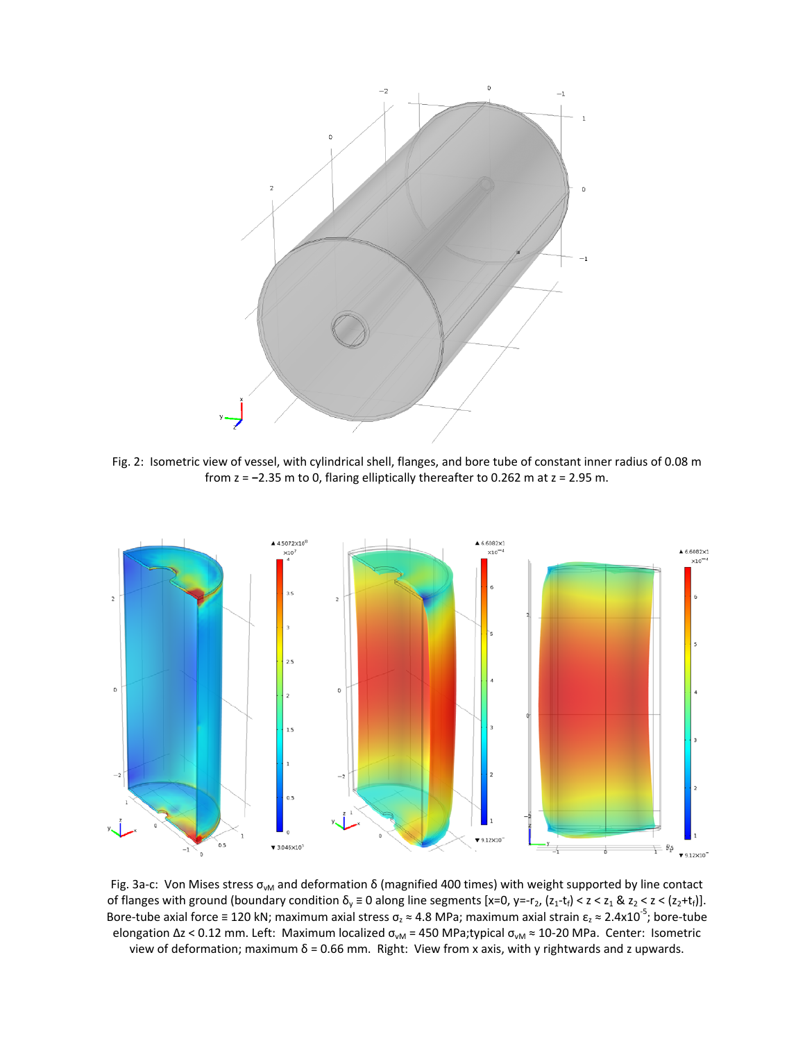Fig. 2: Isometric view of vessel, with cylindrical shell, flanges, and bore tube of constant inner radius of 0.08 m from z = −2.35 m to 0, flaring elliptically thereafter to 0.262 m at z = 2.95 m.

Fig. 3a-c: Von Mises stress $\sigma_{vM}$ and deformation $\delta$ (magnified 400 times) with weight supported by line contact of flanges with ground (boundary condition $\delta_y \equiv 0$ along line segments [$x=0$, $y=-r_2$, $(z_1-t_f) < z < z_1$ & $z_2 < z < (z_2+t_f)$]. Bore-tube axial force ≡ 120 kN; maximum axial stress $\sigma_z \approx 4.8$ MPa; maximum axial strain $\varepsilon_z \approx 2.4\times10^{-5}$; bore-tube elongation $\Delta z < 0.12$ mm. Left: Maximum localized $\sigma_{vM}$ = 450 MPa;typical $\sigma_{vM} \approx$ 10-20 MPa. Center: Isometric view of deformation; maximum $\delta$ = 0.66 mm. Right: View from x axis, with y rightwards and z upwards.